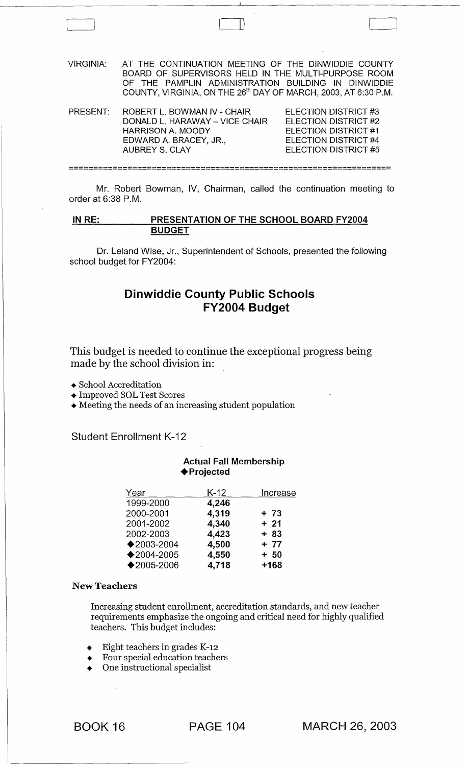VIRGINIA: AT THE CONTINUATION MEETING OF THE DINWIDDIE COUNTY BOARD OF SUPERVISORS HELD IN THE MULTI-PURPOSE ROOM OF THE PAMPLIN ADMINISTRATION BUILDING IN DINWIDDIE COUNTY, VIRGINIA, ON THE 26th DAY OF MARCH, 2003, AT 6:30 P.M.

| PRESENT: | | |
|---|---|---|
| | ROBERT L. BOWMAN IV - CHAIR | ELECTION DISTRICT #3 |
| | DONALD L. HARAWAY – VICE CHAIR | ELECTION DISTRICT #2 |
| | HARRISON A. MOODY | ELECTION DISTRICT #1 |
| | EDWARD A. BRACEY, JR., | ELECTION DISTRICT #4 |
| | AUBREY S. CLAY | ELECTION DISTRICT #5 |

---

Mr. Robert Bowman, IV, Chairman, called the continuation meeting to order at 6:38 P.M.

**IN RE: PRESENTATION OF THE SCHOOL BOARD FY2004 BUDGET**

Dr. Leland Wise, Jr., Superintendent of Schools, presented the following school budget for FY2004:

# Dinwiddie County Public Schools FY2004 Budget

This budget is needed to continue the exceptional progress being made by the school division in:

- School Accreditation
- Improved SOL Test Scores
- Meeting the needs of an increasing student population

## Student Enrollment K-12

**Actual Fall Membership**
**◆Projected**

| Year | K-12 | Increase |
|---|---|---|
| 1999-2000 | **4,246** | |
| 2000-2001 | **4,319** | **+ 73** |
| 2001-2002 | **4,340** | **+ 21** |
| 2002-2003 | **4,423** | **+ 83** |
| ◆2003-2004 | **4,500** | **+ 77** |
| ◆2004-2005 | **4,550** | **+ 50** |
| ◆2005-2006 | **4,718** | **+168** |

**New Teachers**

Increasing student enrollment, accreditation standards, and new teacher requirements emphasize the ongoing and critical need for highly qualified teachers. This budget includes:

- Eight teachers in grades K-12
- Four special education teachers
- One instructional specialist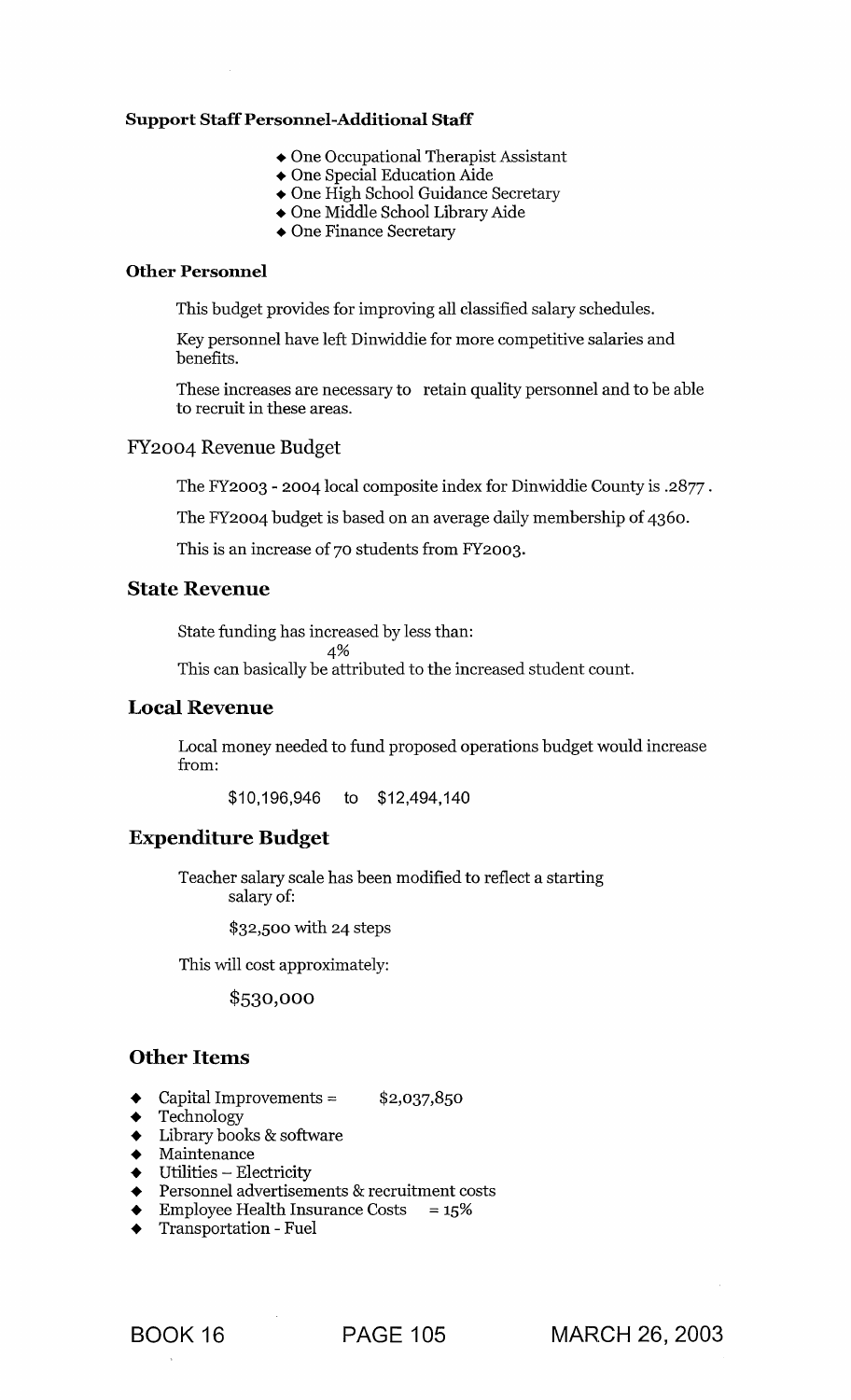**Support Staff Personnel-Additional Staff**

- One Occupational Therapist Assistant
- One Special Education Aide
- One High School Guidance Secretary
- One Middle School Library Aide
- One Finance Secretary

**Other Personnel**

This budget provides for improving all classified salary schedules.

Key personnel have left Dinwiddie for more competitive salaries and benefits.

These increases are necessary to retain quality personnel and to be able to recruit in these areas.

## FY2004 Revenue Budget

The FY2003 - 2004 local composite index for Dinwiddie County is .2877.

The FY2004 budget is based on an average daily membership of 4360.

This is an increase of 70 students from FY2003.

## State Revenue

State funding has increased by less than:

4%

This can basically be attributed to the increased student count.

## Local Revenue

Local money needed to fund proposed operations budget would increase from:

\$10,196,946 to \$12,494,140

## Expenditure Budget

Teacher salary scale has been modified to reflect a starting salary of:

\$32,500 with 24 steps

This will cost approximately:

\$530,000

## Other Items

- Capital Improvements = \$2,037,850
- Technology
- Library books & software
- Maintenance
- Utilities – Electricity
- Personnel advertisements & recruitment costs
- Employee Health Insurance Costs = 15%
- Transportation - Fuel

BOOK 16 PAGE 105 MARCH 26, 2003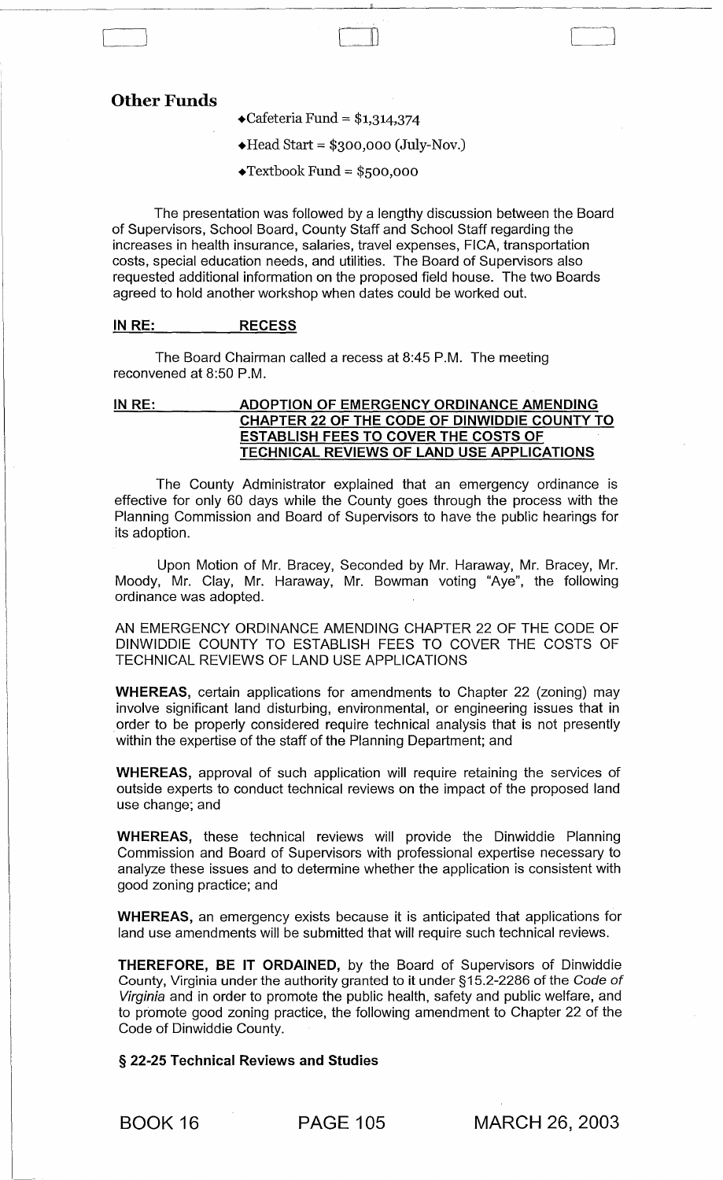## Other Funds

- Cafeteria Fund = $1,314,374
- Head Start = $300,000 (July-Nov.)
- Textbook Fund = $500,000

The presentation was followed by a lengthy discussion between the Board of Supervisors, School Board, County Staff and School Staff regarding the increases in health insurance, salaries, travel expenses, FICA, transportation costs, special education needs, and utilities. The Board of Supervisors also requested additional information on the proposed field house. The two Boards agreed to hold another workshop when dates could be worked out.

**IN RE: RECESS**

The Board Chairman called a recess at 8:45 P.M. The meeting reconvened at 8:50 P.M.

**IN RE: ADOPTION OF EMERGENCY ORDINANCE AMENDING CHAPTER 22 OF THE CODE OF DINWIDDIE COUNTY TO ESTABLISH FEES TO COVER THE COSTS OF TECHNICAL REVIEWS OF LAND USE APPLICATIONS**

The County Administrator explained that an emergency ordinance is effective for only 60 days while the County goes through the process with the Planning Commission and Board of Supervisors to have the public hearings for its adoption.

Upon Motion of Mr. Bracey, Seconded by Mr. Haraway, Mr. Bracey, Mr. Moody, Mr. Clay, Mr. Haraway, Mr. Bowman voting "Aye", the following ordinance was adopted.

AN EMERGENCY ORDINANCE AMENDING CHAPTER 22 OF THE CODE OF DINWIDDIE COUNTY TO ESTABLISH FEES TO COVER THE COSTS OF TECHNICAL REVIEWS OF LAND USE APPLICATIONS

**WHEREAS,** certain applications for amendments to Chapter 22 (zoning) may involve significant land disturbing, environmental, or engineering issues that in order to be properly considered require technical analysis that is not presently within the expertise of the staff of the Planning Department; and

**WHEREAS,** approval of such application will require retaining the services of outside experts to conduct technical reviews on the impact of the proposed land use change; and

**WHEREAS,** these technical reviews will provide the Dinwiddie Planning Commission and Board of Supervisors with professional expertise necessary to analyze these issues and to determine whether the application is consistent with good zoning practice; and

**WHEREAS,** an emergency exists because it is anticipated that applications for land use amendments will be submitted that will require such technical reviews.

**THEREFORE, BE IT ORDAINED,** by the Board of Supervisors of Dinwiddie County, Virginia under the authority granted to it under §15.2-2286 of the *Code of Virginia* and in order to promote the public health, safety and public welfare, and to promote good zoning practice, the following amendment to Chapter 22 of the Code of Dinwiddie County.

**§ 22-25 Technical Reviews and Studies**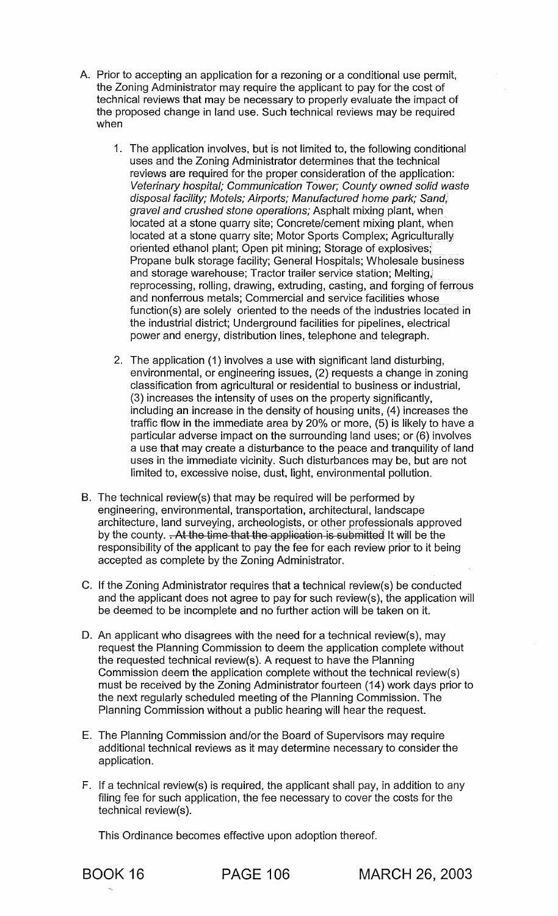A. Prior to accepting an application for a rezoning or a conditional use permit, the Zoning Administrator may require the applicant to pay for the cost of technical reviews that may be necessary to properly evaluate the impact of the proposed change in land use. Such technical reviews may be required when

   1. The application involves, but is not limited to, the following conditional uses and the Zoning Administrator determines that the technical reviews are required for the proper consideration of the application: *Veterinary hospital; Communication Tower; County owned solid waste disposal facility; Motels; Airports; Manufactured home park; Sand, gravel and crushed stone operations;* Asphalt mixing plant, when located at a stone quarry site; Concrete/cement mixing plant, when located at a stone quarry site; Motor Sports Complex; Agriculturally oriented ethanol plant; Open pit mining; Storage of explosives; Propane bulk storage facility; General Hospitals; Wholesale business and storage warehouse; Tractor trailer service station; Melting, reprocessing, rolling, drawing, extruding, casting, and forging of ferrous and nonferrous metals; Commercial and service facilities whose function(s) are solely oriented to the needs of the industries located in the industrial district; Underground facilities for pipelines, electrical power and energy, distribution lines, telephone and telegraph.

   2. The application (1) involves a use with significant land disturbing, environmental, or engineering issues, (2) requests a change in zoning classification from agricultural or residential to business or industrial, (3) increases the intensity of uses on the property significantly, including an increase in the density of housing units, (4) increases the traffic flow in the immediate area by 20% or more, (5) is likely to have a particular adverse impact on the surrounding land uses; or (6) involves a use that may create a disturbance to the peace and tranquility of land uses in the immediate vicinity. Such disturbances may be, but are not limited to, excessive noise, dust, light, environmental pollution.

B. The technical review(s) that may be required will be performed by engineering, environmental, transportation, architectural, landscape architecture, land surveying, archeologists, or other professionals approved by the county. ~~. At the time that the application is submitted~~ It will be the responsibility of the applicant to pay the fee for each review prior to it being accepted as complete by the Zoning Administrator.

C. If the Zoning Administrator requires that a technical review(s) be conducted and the applicant does not agree to pay for such review(s), the application will be deemed to be incomplete and no further action will be taken on it.

D. An applicant who disagrees with the need for a technical review(s), may request the Planning Commission to deem the application complete without the requested technical review(s). A request to have the Planning Commission deem the application complete without the technical review(s) must be received by the Zoning Administrator fourteen (14) work days prior to the next regularly scheduled meeting of the Planning Commission. The Planning Commission without a public hearing will hear the request.

E. The Planning Commission and/or the Board of Supervisors may require additional technical reviews as it may determine necessary to consider the application.

F. If a technical review(s) is required, the applicant shall pay, in addition to any filing fee for such application, the fee necessary to cover the costs for the technical review(s).

   This Ordinance becomes effective upon adoption thereof.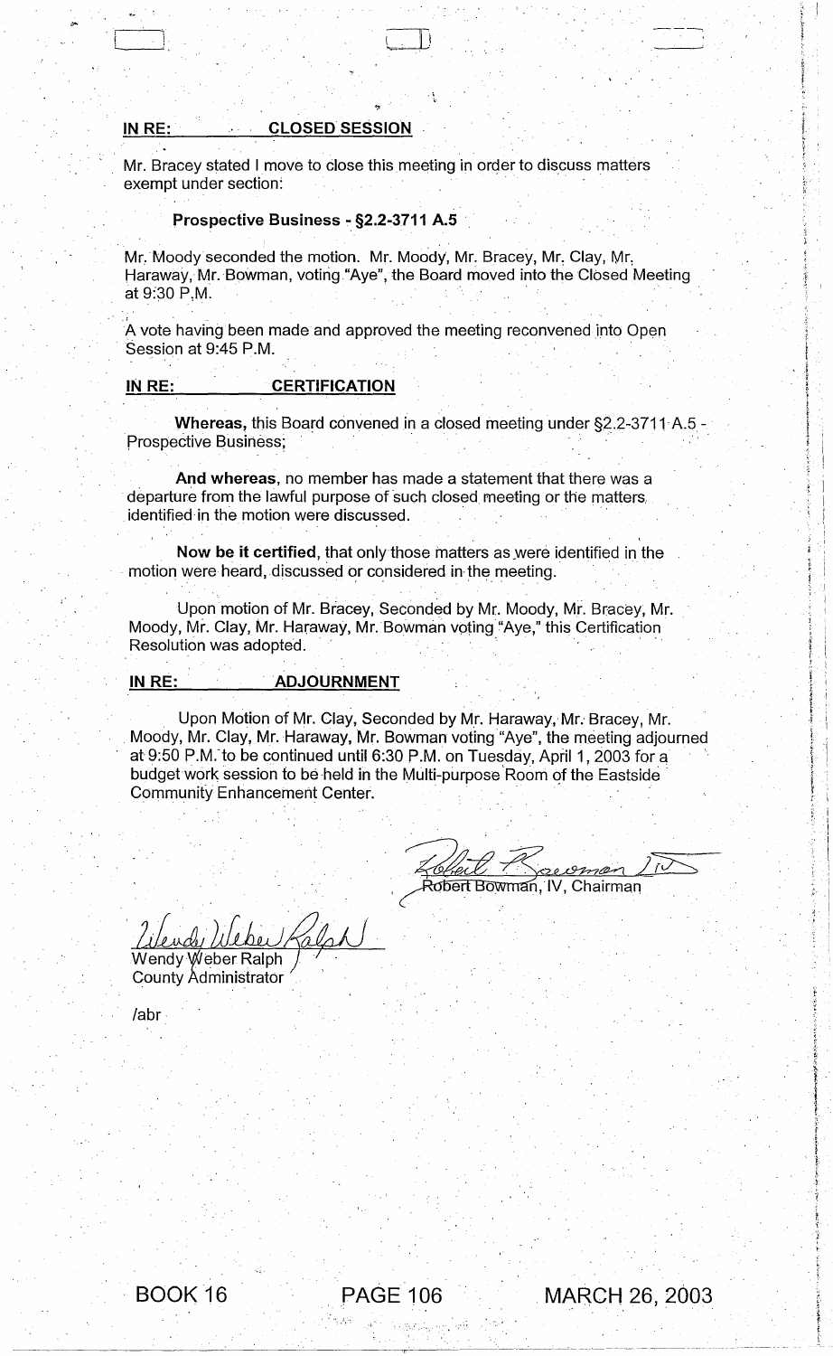**IN RE: CLOSED SESSION**

Mr. Bracey stated I move to close this meeting in order to discuss matters exempt under section:

**Prospective Business - §2.2-3711 A.5**

Mr. Moody seconded the motion. Mr. Moody, Mr. Bracey, Mr. Clay, Mr. Haraway, Mr. Bowman, voting "Aye", the Board moved into the Closed Meeting at 9:30 P.M.

A vote having been made and approved the meeting reconvened into Open Session at 9:45 P.M.

**IN RE: CERTIFICATION**

**Whereas,** this Board convened in a closed meeting under §2.2-3711 A.5 - Prospective Business;

**And whereas**, no member has made a statement that there was a departure from the lawful purpose of such closed meeting or the matters identified in the motion were discussed.

**Now be it certified**, that only those matters as were identified in the motion were heard, discussed or considered in the meeting.

Upon motion of Mr. Bracey, Seconded by Mr. Moody, Mr. Bracey, Mr. Moody, Mr. Clay, Mr. Haraway, Mr. Bowman voting "Aye," this Certification Resolution was adopted.

**IN RE: ADJOURNMENT**

Upon Motion of Mr. Clay, Seconded by Mr. Haraway, Mr. Bracey, Mr. Moody, Mr. Clay, Mr. Haraway, Mr. Bowman voting "Aye", the meeting adjourned at 9:50 P.M. to be continued until 6:30 P.M. on Tuesday, April 1, 2003 for a budget work session to be held in the Multi-purpose Room of the Eastside Community Enhancement Center.

Robert Bowman, IV, Chairman

Wendy Weber Ralph
County Administrator

/abr

BOOK 16 PAGE 106 MARCH 26, 2003